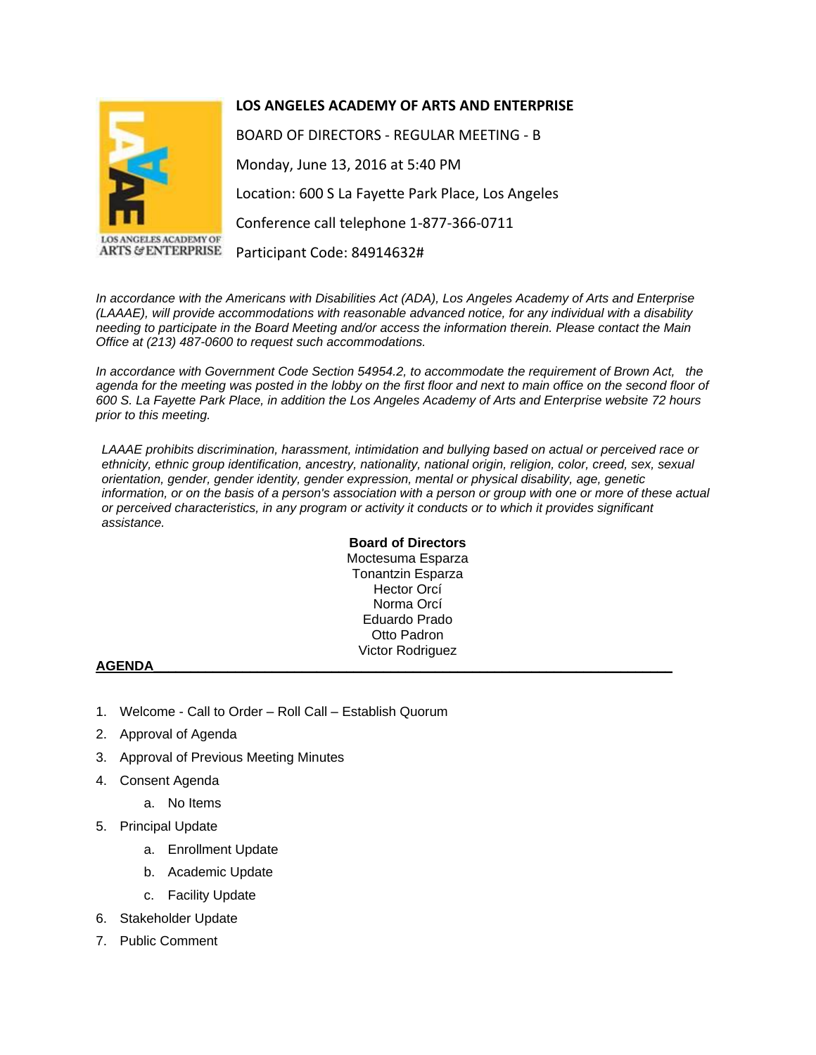# LOS ANGELES ACADEMY OF ARTS AND ENTERPRISE

BOARD OF DIRECTORS - REGULAR MEETING - B

Monday, June 13, 2016 at 5:40 PM

Location: 600 S La Fayette Park Place, Los Angeles

Conference call telephone 1-877-366-0711

Participant Code: 84914632#

*In accordance with the Americans with Disabilities Act (ADA), Los Angeles Academy of Arts and Enterprise (LAAAE), will provide accommodations with reasonable advanced notice, for any individual with a disability needing to participate in the Board Meeting and/or access the information therein. Please contact the Main Office at (213) 487-0600 to request such accommodations.*

*In accordance with Government Code Section 54954.2, to accommodate the requirement of Brown Act, the agenda for the meeting was posted in the lobby on the first floor and next to main office on the second floor of 600 S. La Fayette Park Place, in addition the Los Angeles Academy of Arts and Enterprise website 72 hours prior to this meeting.*

*LAAAE prohibits discrimination, harassment, intimidation and bullying based on actual or perceived race or ethnicity, ethnic group identification, ancestry, nationality, national origin, religion, color, creed, sex, sexual orientation, gender, gender identity, gender expression, mental or physical disability, age, genetic information, or on the basis of a person's association with a person or group with one or more of these actual or perceived characteristics, in any program or activity it conducts or to which it provides significant assistance.*

**Board of Directors**

Moctesuma Esparza
Tonantzin Esparza
Hector Orcí
Norma Orcí
Eduardo Prado
Otto Padron
Victor Rodriguez

## AGENDA

1. Welcome - Call to Order – Roll Call – Establish Quorum
2. Approval of Agenda
3. Approval of Previous Meeting Minutes
4. Consent Agenda
   a. No Items
5. Principal Update
   a. Enrollment Update
   b. Academic Update
   c. Facility Update
6. Stakeholder Update
7. Public Comment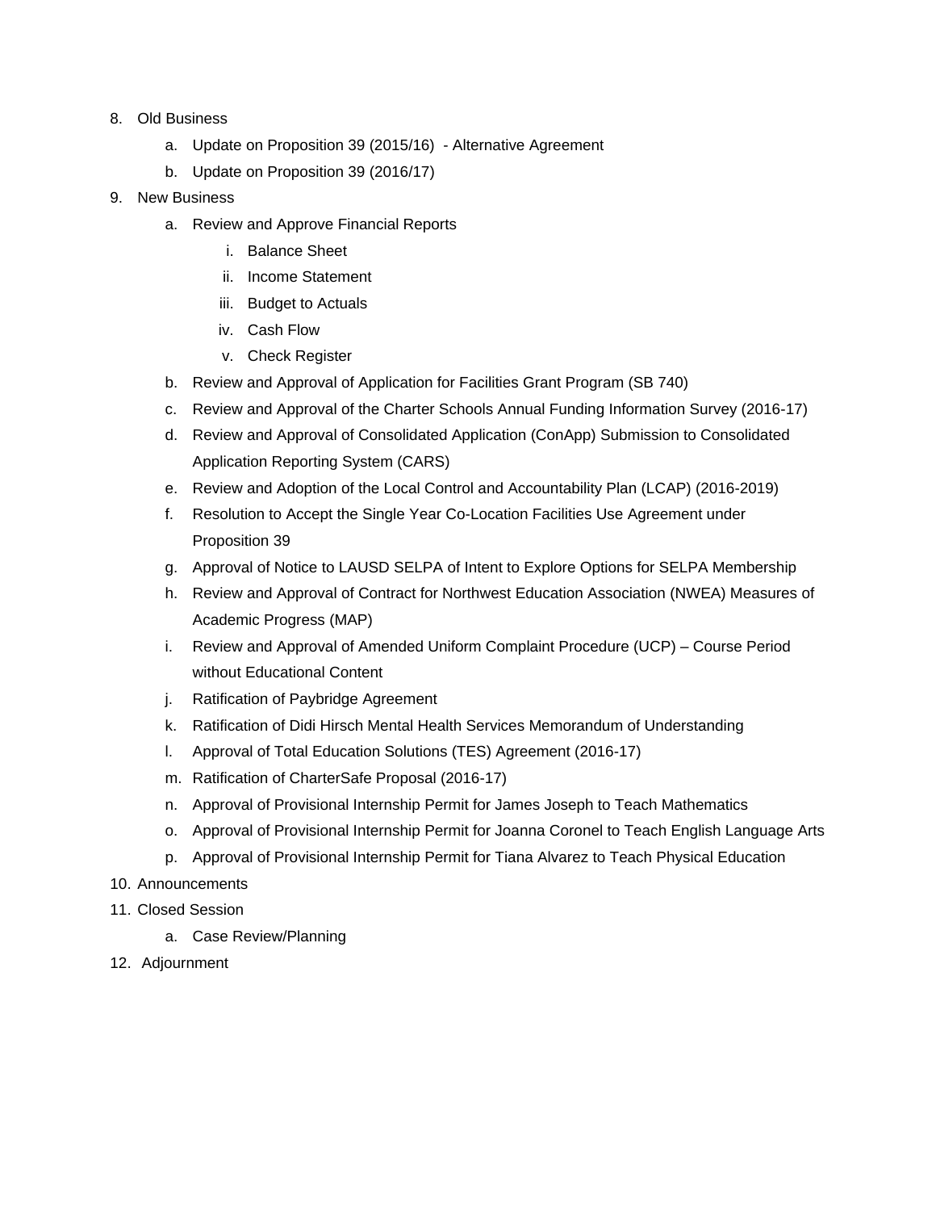8. Old Business
    a. Update on Proposition 39 (2015/16) - Alternative Agreement
    b. Update on Proposition 39 (2016/17)
9. New Business
    a. Review and Approve Financial Reports
        i. Balance Sheet
        ii. Income Statement
        iii. Budget to Actuals
        iv. Cash Flow
        v. Check Register
    b. Review and Approval of Application for Facilities Grant Program (SB 740)
    c. Review and Approval of the Charter Schools Annual Funding Information Survey (2016-17)
    d. Review and Approval of Consolidated Application (ConApp) Submission to Consolidated Application Reporting System (CARS)
    e. Review and Adoption of the Local Control and Accountability Plan (LCAP) (2016-2019)
    f. Resolution to Accept the Single Year Co-Location Facilities Use Agreement under Proposition 39
    g. Approval of Notice to LAUSD SELPA of Intent to Explore Options for SELPA Membership
    h. Review and Approval of Contract for Northwest Education Association (NWEA) Measures of Academic Progress (MAP)
    i. Review and Approval of Amended Uniform Complaint Procedure (UCP) – Course Period without Educational Content
    j. Ratification of Paybridge Agreement
    k. Ratification of Didi Hirsch Mental Health Services Memorandum of Understanding
    l. Approval of Total Education Solutions (TES) Agreement (2016-17)
    m. Ratification of CharterSafe Proposal (2016-17)
    n. Approval of Provisional Internship Permit for James Joseph to Teach Mathematics
    o. Approval of Provisional Internship Permit for Joanna Coronel to Teach English Language Arts
    p. Approval of Provisional Internship Permit for Tiana Alvarez to Teach Physical Education
10. Announcements
11. Closed Session
    a. Case Review/Planning
12. Adjournment